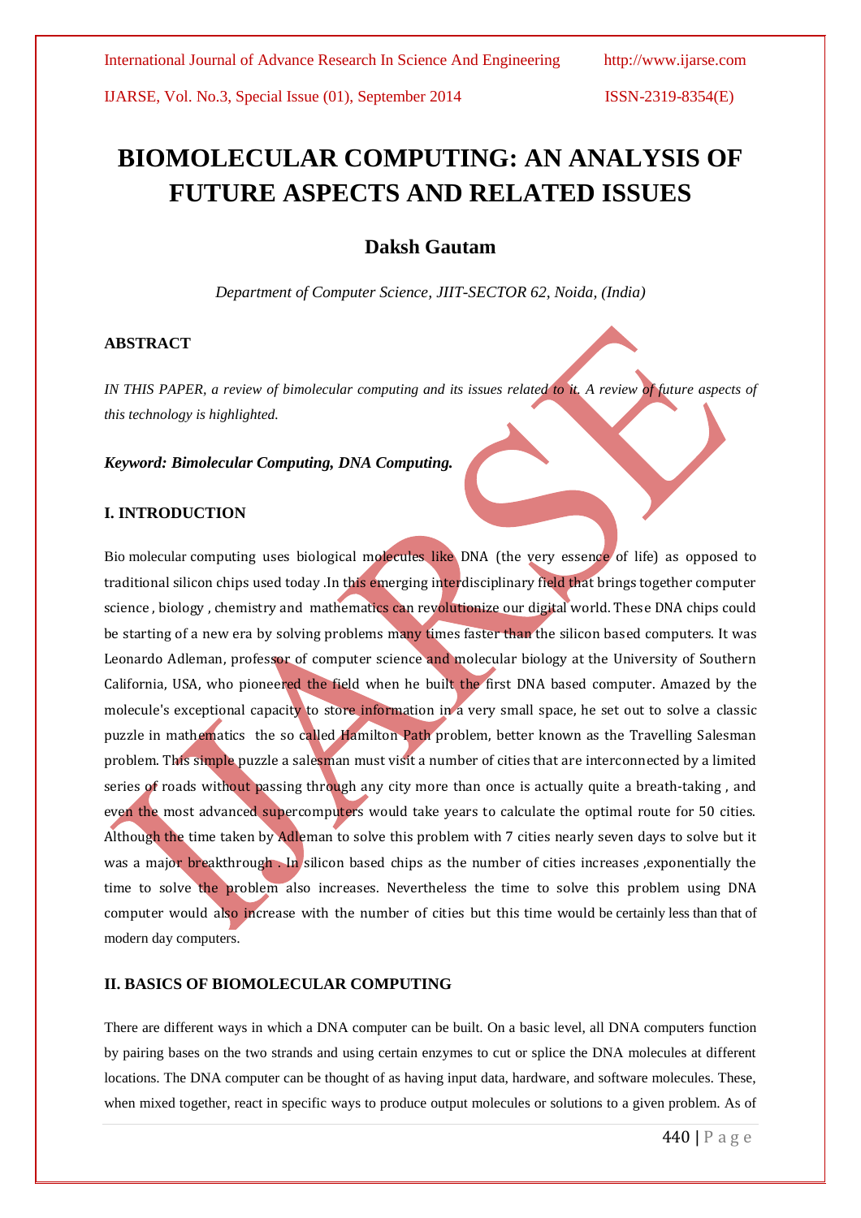# BIOMOLECULAR COMPUTING: AN ANALYSIS OF FUTURE ASPECTS AND RELATED ISSUES

## Daksh Gautam

*Department of Computer Science, JIIT-SECTOR 62, Noida, (India)*

### ABSTRACT

*IN THIS PAPER, a review of bimolecular computing and its issues related to it. A review of future aspects of this technology is highlighted.*

***Keyword: Bimolecular Computing, DNA Computing.***

### I. INTRODUCTION

Bio molecular computing uses biological molecules like DNA (the very essence of life) as opposed to traditional silicon chips used today .In this emerging interdisciplinary field that brings together computer science , biology , chemistry and mathematics can revolutionize our digital world. These DNA chips could be starting of a new era by solving problems many times faster than the silicon based computers. It was Leonardo Adleman, professor of computer science and molecular biology at the University of Southern California, USA, who pioneered the field when he built the first DNA based computer. Amazed by the molecule's exceptional capacity to store information in a very small space, he set out to solve a classic puzzle in mathematics the so called Hamilton Path problem, better known as the Travelling Salesman problem. This simple puzzle a salesman must visit a number of cities that are interconnected by a limited series of roads without passing through any city more than once is actually quite a breath-taking , and even the most advanced supercomputers would take years to calculate the optimal route for 50 cities. Although the time taken by Adleman to solve this problem with 7 cities nearly seven days to solve but it was a major breakthrough . In silicon based chips as the number of cities increases ,exponentially the time to solve the problem also increases. Nevertheless the time to solve this problem using DNA computer would also increase with the number of cities but this time would be certainly less than that of modern day computers.

### II. BASICS OF BIOMOLECULAR COMPUTING

There are different ways in which a DNA computer can be built. On a basic level, all DNA computers function by pairing bases on the two strands and using certain enzymes to cut or splice the DNA molecules at different locations. The DNA computer can be thought of as having input data, hardware, and software molecules. These, when mixed together, react in specific ways to produce output molecules or solutions to a given problem. As of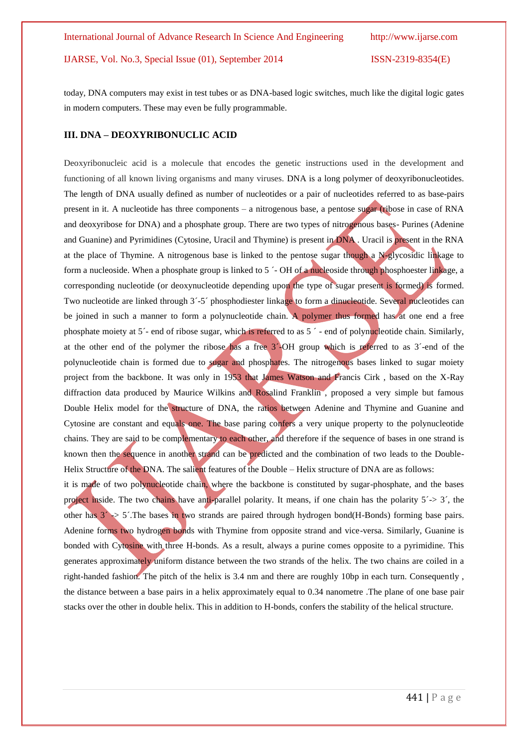today, DNA computers may exist in test tubes or as DNA-based logic switches, much like the digital logic gates in modern computers. These may even be fully programmable.

### III. DNA – DEOXYRIBONUCLIC ACID

Deoxyribonucleic acid is a molecule that encodes the genetic instructions used in the development and functioning of all known living organisms and many viruses. DNA is a long polymer of deoxyribonucleotides. The length of DNA usually defined as number of nucleotides or a pair of nucleotides referred to as base-pairs present in it. A nucleotide has three components – a nitrogenous base, a pentose sugar (ribose in case of RNA and deoxyribose for DNA) and a phosphate group. There are two types of nitrogenous bases- Purines (Adenine and Guanine) and Pyrimidines (Cytosine, Uracil and Thymine) is present in DNA . Uracil is present in the RNA at the place of Thymine. A nitrogenous base is linked to the pentose sugar though a N-glycosidic linkage to form a nucleoside. When a phosphate group is linked to 5 ´- OH of a nucleoside through phosphoester linkage, a corresponding nucleotide (or deoxynucleotide depending upon the type of sugar present is formed) is formed. Two nucleotide are linked through 3´-5´ phosphodiester linkage to form a dinucleotide. Several nucleotides can be joined in such a manner to form a polynucleotide chain. A polymer thus formed has at one end a free phosphate moiety at 5´- end of ribose sugar, which is referred to as 5 ´ - end of polynucleotide chain. Similarly, at the other end of the polymer the ribose has a free 3´-OH group which is referred to as 3´-end of the polynucleotide chain is formed due to sugar and phosphates. The nitrogenous bases linked to sugar moiety project from the backbone. It was only in 1953 that James Watson and Francis Cirk , based on the X-Ray diffraction data produced by Maurice Wilkins and Rosalind Franklin , proposed a very simple but famous Double Helix model for the structure of DNA, the ratios between Adenine and Thymine and Guanine and Cytosine are constant and equals one. The base paring confers a very unique property to the polynucleotide chains. They are said to be complementary to each other, and therefore if the sequence of bases in one strand is known then the sequence in another strand can be predicted and the combination of two leads to the Double-Helix Structure of the DNA. The salient features of the Double – Helix structure of DNA are as follows:

it is made of two polynucleotide chain, where the backbone is constituted by sugar-phosphate, and the bases project inside. The two chains have anti-parallel polarity. It means, if one chain has the polarity 5´-> 3´, the other has 3´ -> 5´.The bases in two strands are paired through hydrogen bond(H-Bonds) forming base pairs. Adenine forms two hydrogen bonds with Thymine from opposite strand and vice-versa. Similarly, Guanine is bonded with Cytosine with three H-bonds. As a result, always a purine comes opposite to a pyrimidine. This generates approximately uniform distance between the two strands of the helix. The two chains are coiled in a right-handed fashion. The pitch of the helix is 3.4 nm and there are roughly 10bp in each turn. Consequently , the distance between a base pairs in a helix approximately equal to 0.34 nanometre .The plane of one base pair stacks over the other in double helix. This in addition to H-bonds, confers the stability of the helical structure.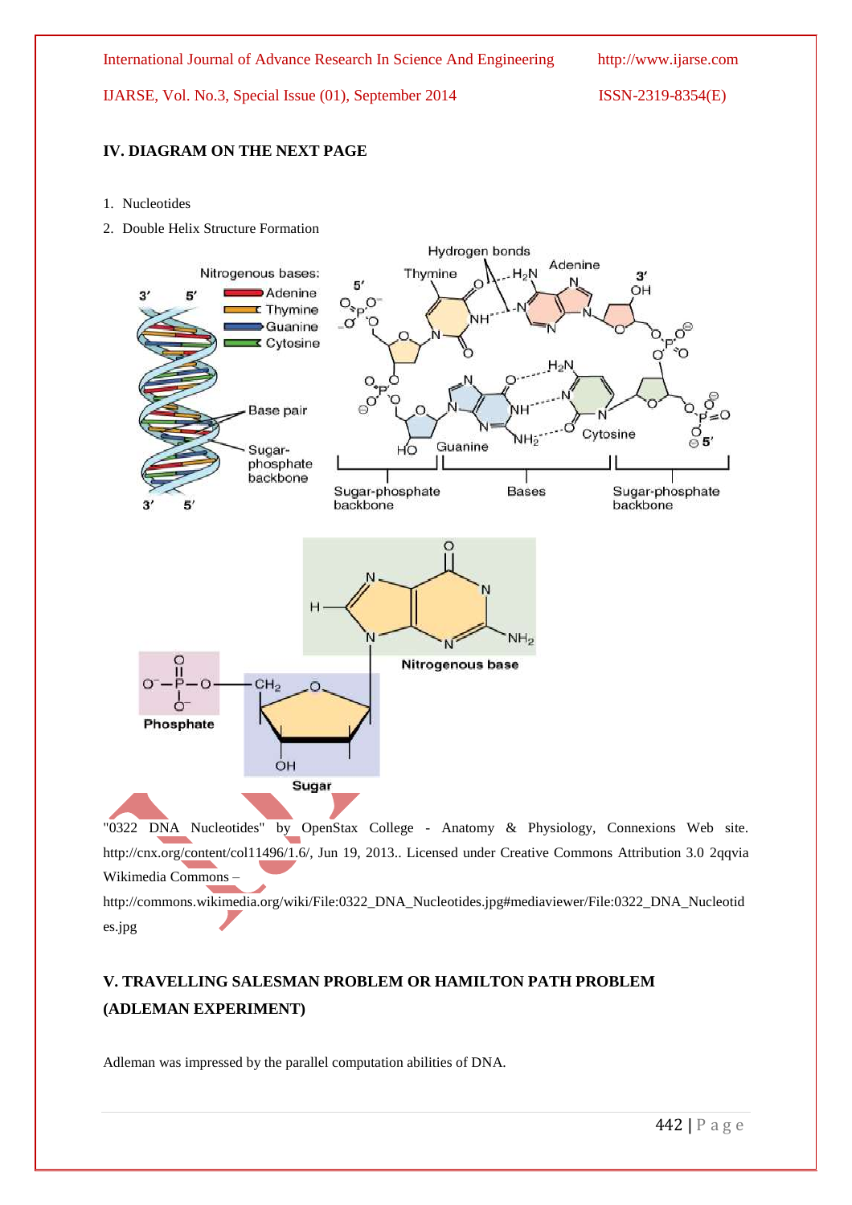### IV. DIAGRAM ON THE NEXT PAGE

1. Nucleotides
2. Double Helix Structure Formation

"0322 DNA Nucleotides" by OpenStax College - Anatomy & Physiology, Connexions Web site. http://cnx.org/content/col11496/1.6/, Jun 19, 2013.. Licensed under Creative Commons Attribution 3.0 2qqvia Wikimedia Commons – http://commons.wikimedia.org/wiki/File:0322_DNA_Nucleotides.jpg#mediaviewer/File:0322_DNA_Nucleotides.jpg

### V. TRAVELLING SALESMAN PROBLEM OR HAMILTON PATH PROBLEM (ADLEMAN EXPERIMENT)

Adleman was impressed by the parallel computation abilities of DNA.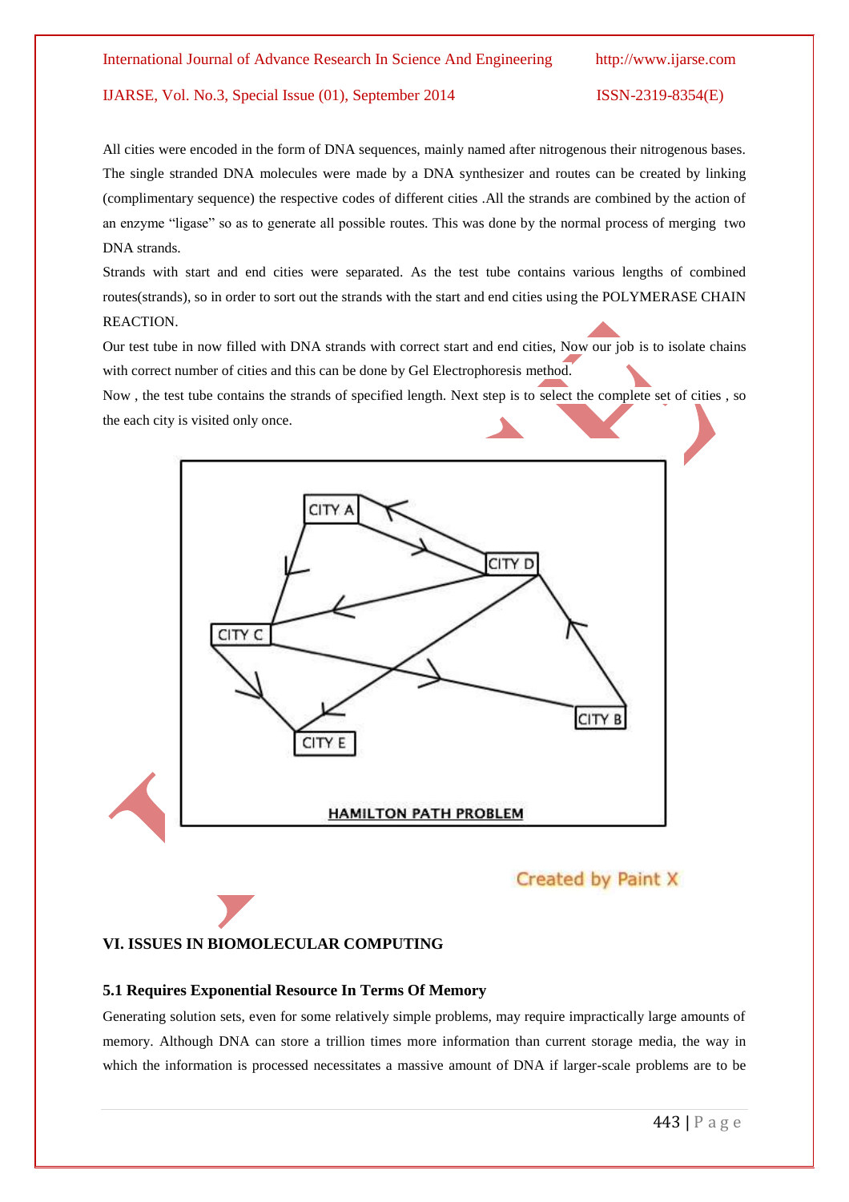All cities were encoded in the form of DNA sequences, mainly named after nitrogenous their nitrogenous bases. The single stranded DNA molecules were made by a DNA synthesizer and routes can be created by linking (complimentary sequence) the respective codes of different cities .All the strands are combined by the action of an enzyme "ligase" so as to generate all possible routes. This was done by the normal process of merging two DNA strands.

Strands with start and end cities were separated. As the test tube contains various lengths of combined routes(strands), so in order to sort out the strands with the start and end cities using the POLYMERASE CHAIN REACTION.

Our test tube in now filled with DNA strands with correct start and end cities, Now our job is to isolate chains with correct number of cities and this can be done by Gel Electrophoresis method.

Now , the test tube contains the strands of specified length. Next step is to select the complete set of cities , so the each city is visited only once.

HAMILTON PATH PROBLEM

## VI. ISSUES IN BIOMOLECULAR COMPUTING

### 5.1 Requires Exponential Resource In Terms Of Memory

Generating solution sets, even for some relatively simple problems, may require impractically large amounts of memory. Although DNA can store a trillion times more information than current storage media, the way in which the information is processed necessitates a massive amount of DNA if larger-scale problems are to be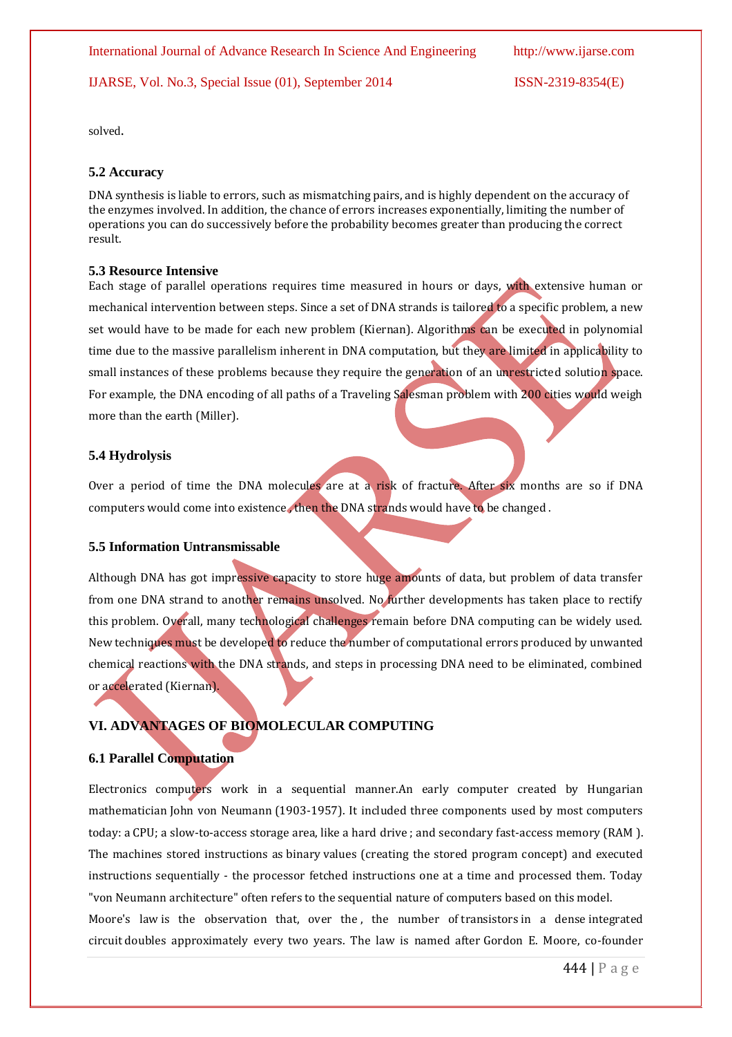solved.

### 5.2 Accuracy

DNA synthesis is liable to errors, such as mismatching pairs, and is highly dependent on the accuracy of the enzymes involved. In addition, the chance of errors increases exponentially, limiting the number of operations you can do successively before the probability becomes greater than producing the correct result.

### 5.3 Resource Intensive

Each stage of parallel operations requires time measured in hours or days, with extensive human or mechanical intervention between steps. Since a set of DNA strands is tailored to a specific problem, a new set would have to be made for each new problem (Kiernan). Algorithms can be executed in polynomial time due to the massive parallelism inherent in DNA computation, but they are limited in applicability to small instances of these problems because they require the generation of an unrestricted solution space. For example, the DNA encoding of all paths of a Traveling Salesman problem with 200 cities would weigh more than the earth (Miller).

### 5.4 Hydrolysis

Over a period of time the DNA molecules are at a risk of fracture. After six months are so if DNA computers would come into existence , then the DNA strands would have to be changed .

### 5.5 Information Untransmissable

Although DNA has got impressive capacity to store huge amounts of data, but problem of data transfer from one DNA strand to another remains unsolved. No further developments has taken place to rectify this problem. Overall, many technological challenges remain before DNA computing can be widely used. New techniques must be developed to reduce the number of computational errors produced by unwanted chemical reactions with the DNA strands, and steps in processing DNA need to be eliminated, combined or accelerated (Kiernan).

## VI. ADVANTAGES OF BIOMOLECULAR COMPUTING

### 6.1 Parallel Computation

Electronics computers work in a sequential manner.An early computer created by Hungarian mathematician John von Neumann (1903-1957). It included three components used by most computers today: a CPU; a slow-to-access storage area, like a hard drive ; and secondary fast-access memory (RAM ). The machines stored instructions as binary values (creating the stored program concept) and executed instructions sequentially - the processor fetched instructions one at a time and processed them. Today "von Neumann architecture" often refers to the sequential nature of computers based on this model.

Moore's law is the observation that, over the , the number of transistors in a dense integrated circuit doubles approximately every two years. The law is named after Gordon E. Moore, co-founder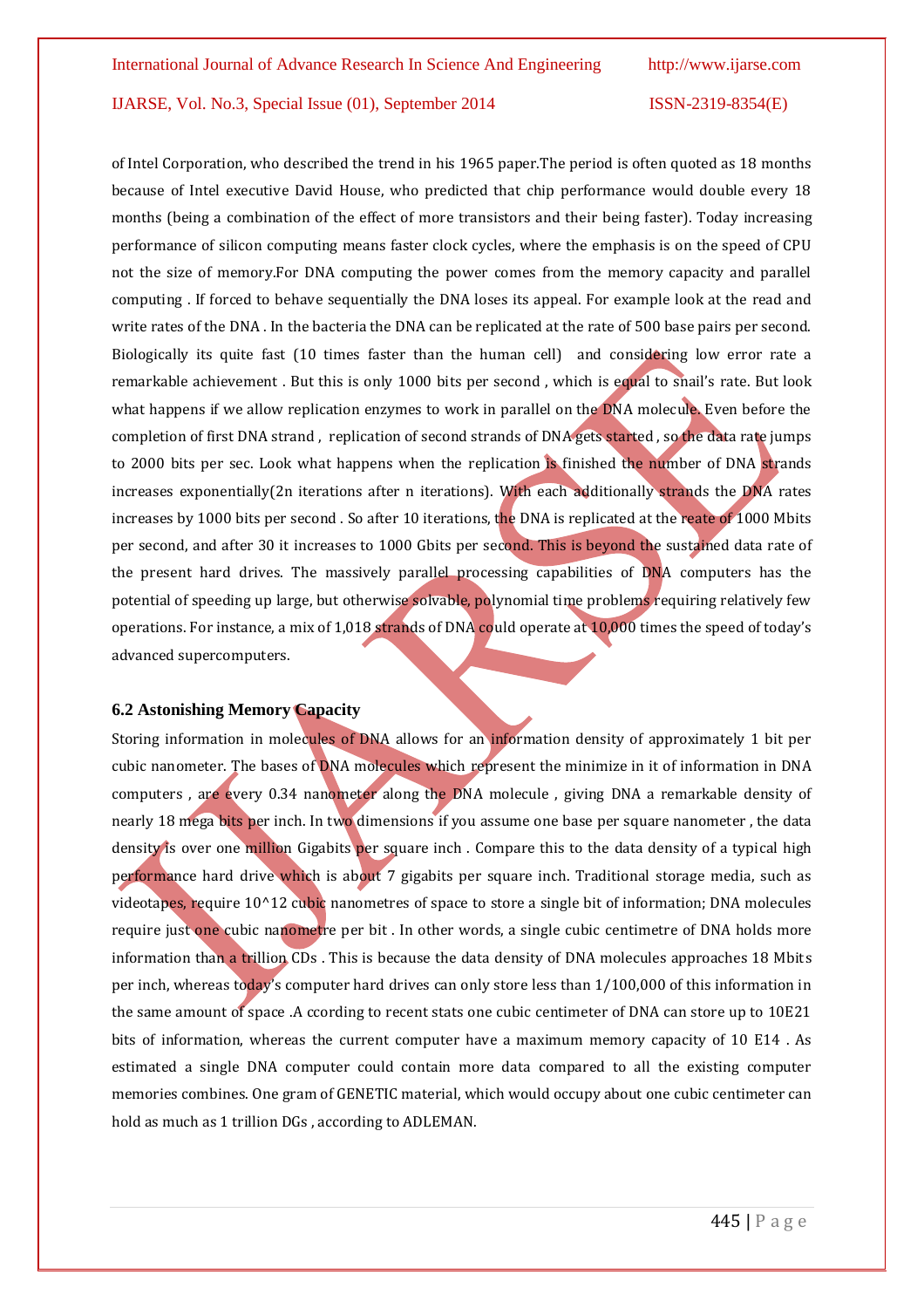of Intel Corporation, who described the trend in his 1965 paper.The period is often quoted as 18 months because of Intel executive David House, who predicted that chip performance would double every 18 months (being a combination of the effect of more transistors and their being faster). Today increasing performance of silicon computing means faster clock cycles, where the emphasis is on the speed of CPU not the size of memory.For DNA computing the power comes from the memory capacity and parallel computing . If forced to behave sequentially the DNA loses its appeal. For example look at the read and write rates of the DNA . In the bacteria the DNA can be replicated at the rate of 500 base pairs per second. Biologically its quite fast (10 times faster than the human cell) and considering low error rate a remarkable achievement . But this is only 1000 bits per second , which is equal to snail's rate. But look what happens if we allow replication enzymes to work in parallel on the DNA molecule. Even before the completion of first DNA strand , replication of second strands of DNA gets started , so the data rate jumps to 2000 bits per sec. Look what happens when the replication is finished the number of DNA strands increases exponentially(2n iterations after n iterations). With each additionally strands the DNA rates increases by 1000 bits per second . So after 10 iterations, the DNA is replicated at the reate of 1000 Mbits per second, and after 30 it increases to 1000 Gbits per second. This is beyond the sustained data rate of the present hard drives. The massively parallel processing capabilities of DNA computers has the potential of speeding up large, but otherwise solvable, polynomial time problems requiring relatively few operations. For instance, a mix of 1,018 strands of DNA could operate at 10,000 times the speed of today's advanced supercomputers.

### 6.2 Astonishing Memory Capacity

Storing information in molecules of DNA allows for an information density of approximately 1 bit per cubic nanometer. The bases of DNA molecules which represent the minimize in it of information in DNA computers , are every 0.34 nanometer along the DNA molecule , giving DNA a remarkable density of nearly 18 mega bits per inch. In two dimensions if you assume one base per square nanometer , the data density is over one million Gigabits per square inch . Compare this to the data density of a typical high performance hard drive which is about 7 gigabits per square inch. Traditional storage media, such as videotapes, require 10^12 cubic nanometres of space to store a single bit of information; DNA molecules require just one cubic nanometre per bit . In other words, a single cubic centimetre of DNA holds more information than a trillion CDs . This is because the data density of DNA molecules approaches 18 Mbits per inch, whereas today's computer hard drives can only store less than 1/100,000 of this information in the same amount of space .A ccording to recent stats one cubic centimeter of DNA can store up to 10E21 bits of information, whereas the current computer have a maximum memory capacity of 10 E14 . As estimated a single DNA computer could contain more data compared to all the existing computer memories combines. One gram of GENETIC material, which would occupy about one cubic centimeter can hold as much as 1 trillion DGs , according to ADLEMAN.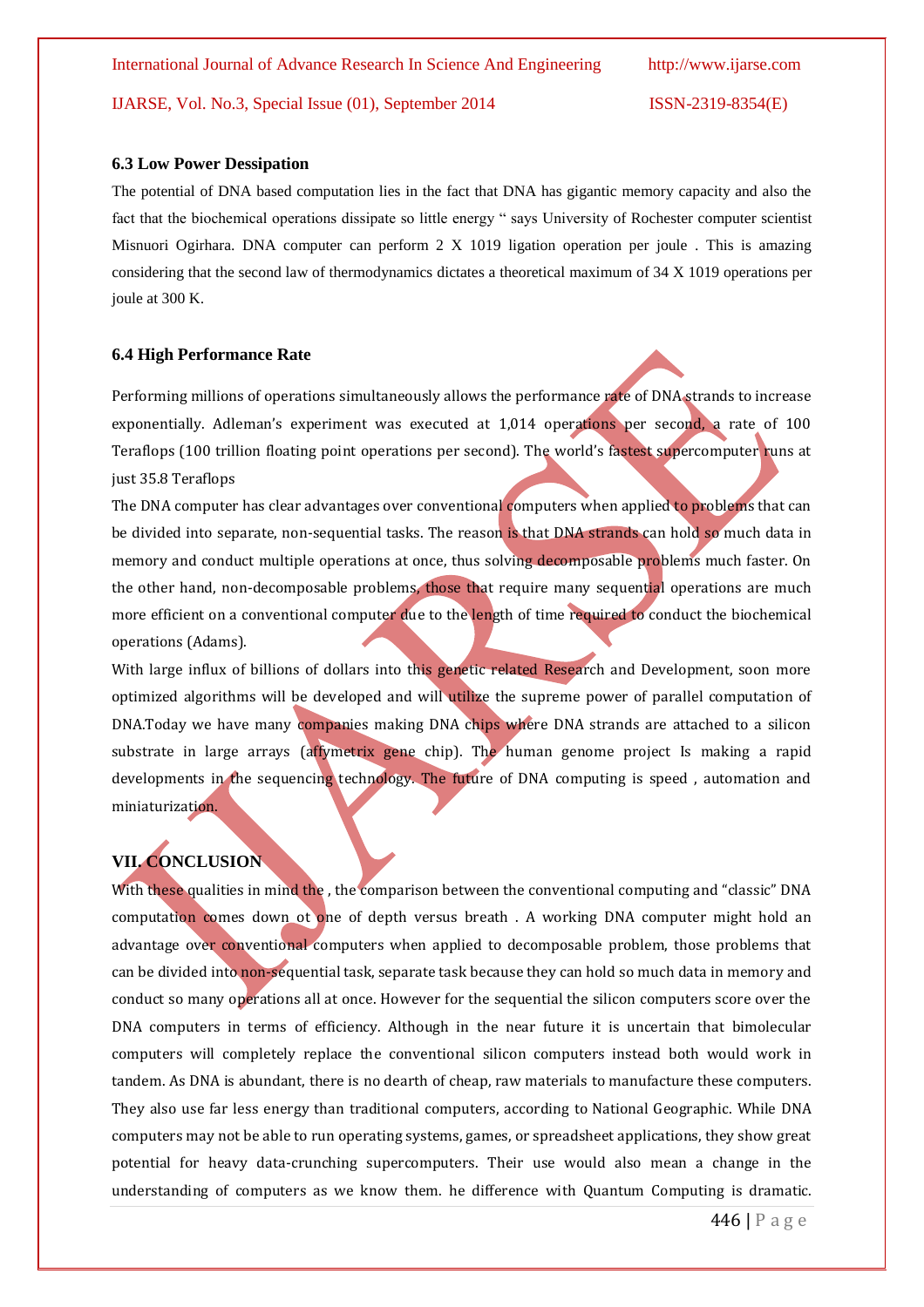### 6.3 Low Power Dessipation

The potential of DNA based computation lies in the fact that DNA has gigantic memory capacity and also the fact that the biochemical operations dissipate so little energy " says University of Rochester computer scientist Misnuori Ogirhara. DNA computer can perform 2 X 1019 ligation operation per joule . This is amazing considering that the second law of thermodynamics dictates a theoretical maximum of 34 X 1019 operations per joule at 300 K.

### 6.4 High Performance Rate

Performing millions of operations simultaneously allows the performance rate of DNA strands to increase exponentially. Adleman's experiment was executed at 1,014 operations per second, a rate of 100 Teraflops (100 trillion floating point operations per second). The world's fastest supercomputer runs at just 35.8 Teraflops

The DNA computer has clear advantages over conventional computers when applied to problems that can be divided into separate, non-sequential tasks. The reason is that DNA strands can hold so much data in memory and conduct multiple operations at once, thus solving decomposable problems much faster. On the other hand, non-decomposable problems, those that require many sequential operations are much more efficient on a conventional computer due to the length of time required to conduct the biochemical operations (Adams).

With large influx of billions of dollars into this genetic related Research and Development, soon more optimized algorithms will be developed and will utilize the supreme power of parallel computation of DNA.Today we have many companies making DNA chips where DNA strands are attached to a silicon substrate in large arrays (affymetrix gene chip). The human genome project Is making a rapid developments in the sequencing technology. The future of DNA computing is speed , automation and miniaturization.

## VII. CONCLUSION

With these qualities in mind the , the comparison between the conventional computing and "classic" DNA computation comes down ot one of depth versus breath . A working DNA computer might hold an advantage over conventional computers when applied to decomposable problem, those problems that can be divided into non-sequential task, separate task because they can hold so much data in memory and conduct so many operations all at once. However for the sequential the silicon computers score over the DNA computers in terms of efficiency. Although in the near future it is uncertain that bimolecular computers will completely replace the conventional silicon computers instead both would work in tandem. As DNA is abundant, there is no dearth of cheap, raw materials to manufacture these computers. They also use far less energy than traditional computers, according to National Geographic. While DNA computers may not be able to run operating systems, games, or spreadsheet applications, they show great potential for heavy data-crunching supercomputers. Their use would also mean a change in the understanding of computers as we know them. he difference with Quantum Computing is dramatic.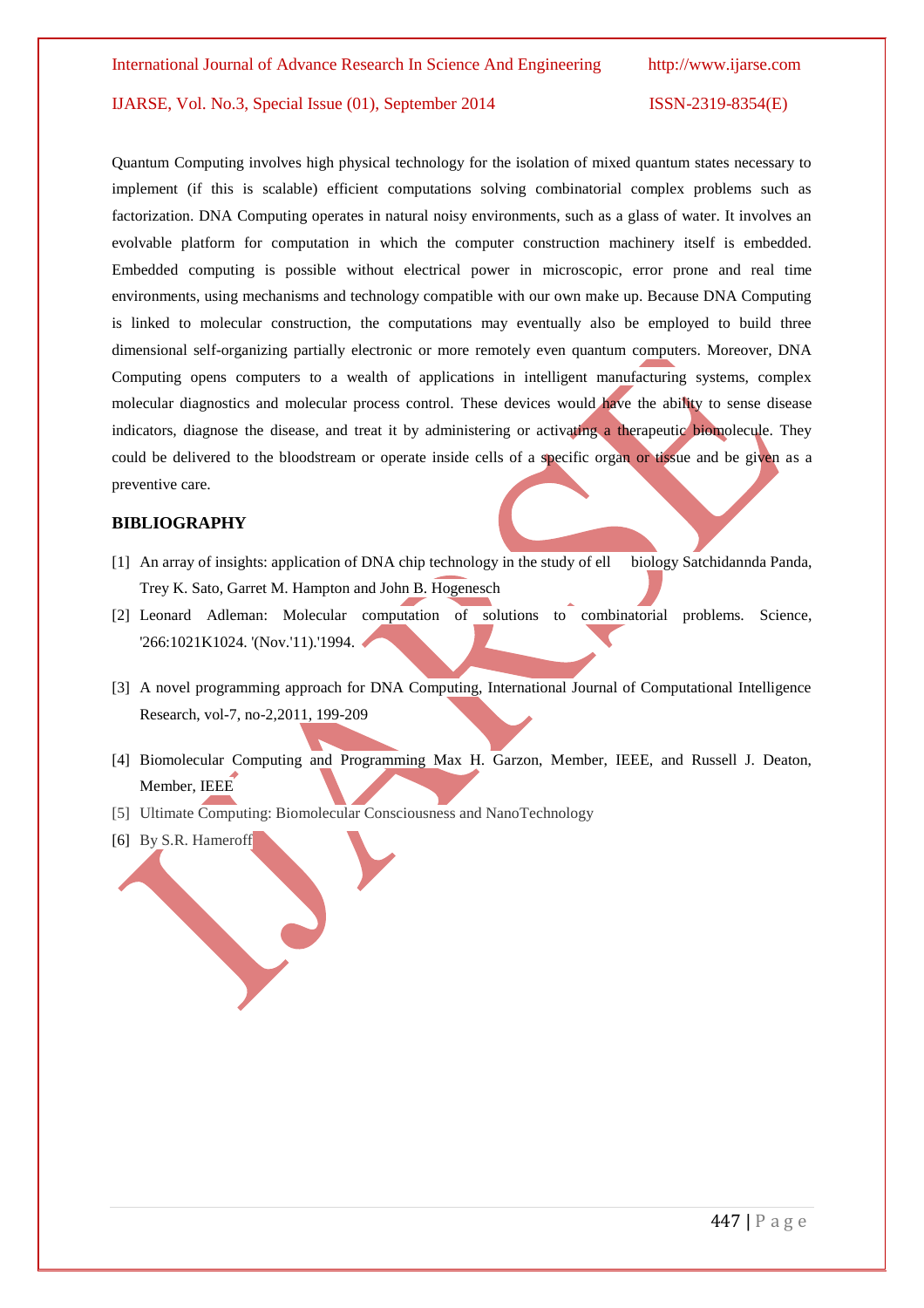Quantum Computing involves high physical technology for the isolation of mixed quantum states necessary to implement (if this is scalable) efficient computations solving combinatorial complex problems such as factorization. DNA Computing operates in natural noisy environments, such as a glass of water. It involves an evolvable platform for computation in which the computer construction machinery itself is embedded. Embedded computing is possible without electrical power in microscopic, error prone and real time environments, using mechanisms and technology compatible with our own make up. Because DNA Computing is linked to molecular construction, the computations may eventually also be employed to build three dimensional self-organizing partially electronic or more remotely even quantum computers. Moreover, DNA Computing opens computers to a wealth of applications in intelligent manufacturing systems, complex molecular diagnostics and molecular process control. These devices would have the ability to sense disease indicators, diagnose the disease, and treat it by administering or activating a therapeutic biomolecule. They could be delivered to the bloodstream or operate inside cells of a specific organ or tissue and be given as a preventive care.

## BIBLIOGRAPHY

[1] An array of insights: application of DNA chip technology in the study of ell biology Satchidannda Panda, Trey K. Sato, Garret M. Hampton and John B. Hogenesch

[2] Leonard Adleman: Molecular computation of solutions to combinatorial problems. Science, '266:1021K1024. '(Nov.'11).'1994.

[3] A novel programming approach for DNA Computing, International Journal of Computational Intelligence Research, vol-7, no-2,2011, 199-209

[4] Biomolecular Computing and Programming Max H. Garzon, Member, IEEE, and Russell J. Deaton, Member, IEEE

[5] Ultimate Computing: Biomolecular Consciousness and NanoTechnology

[6] By S.R. Hameroff